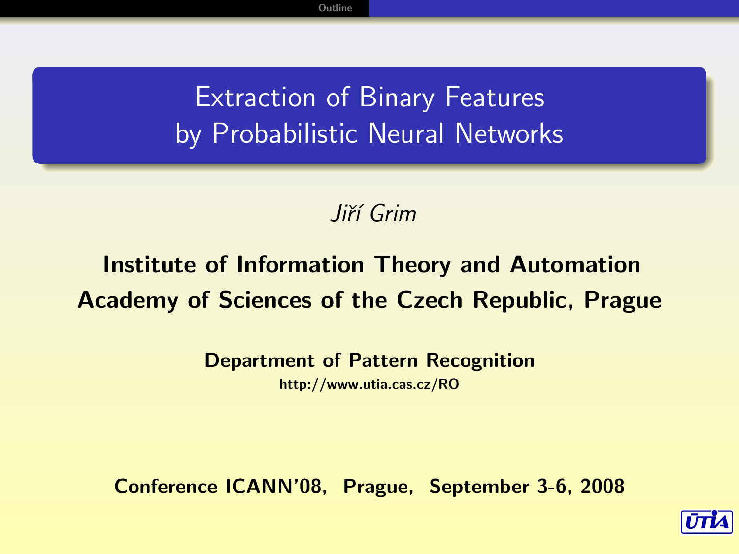# Extraction of Binary Features by Probabilistic Neural Networks

*Jiří Grim*

**Institute of Information Theory and Automation**
**Academy of Sciences of the Czech Republic, Prague**

**Department of Pattern Recognition**

**http://www.utia.cas.cz/RO**

**Conference ICANN'08, Prague, September 3-6, 2008**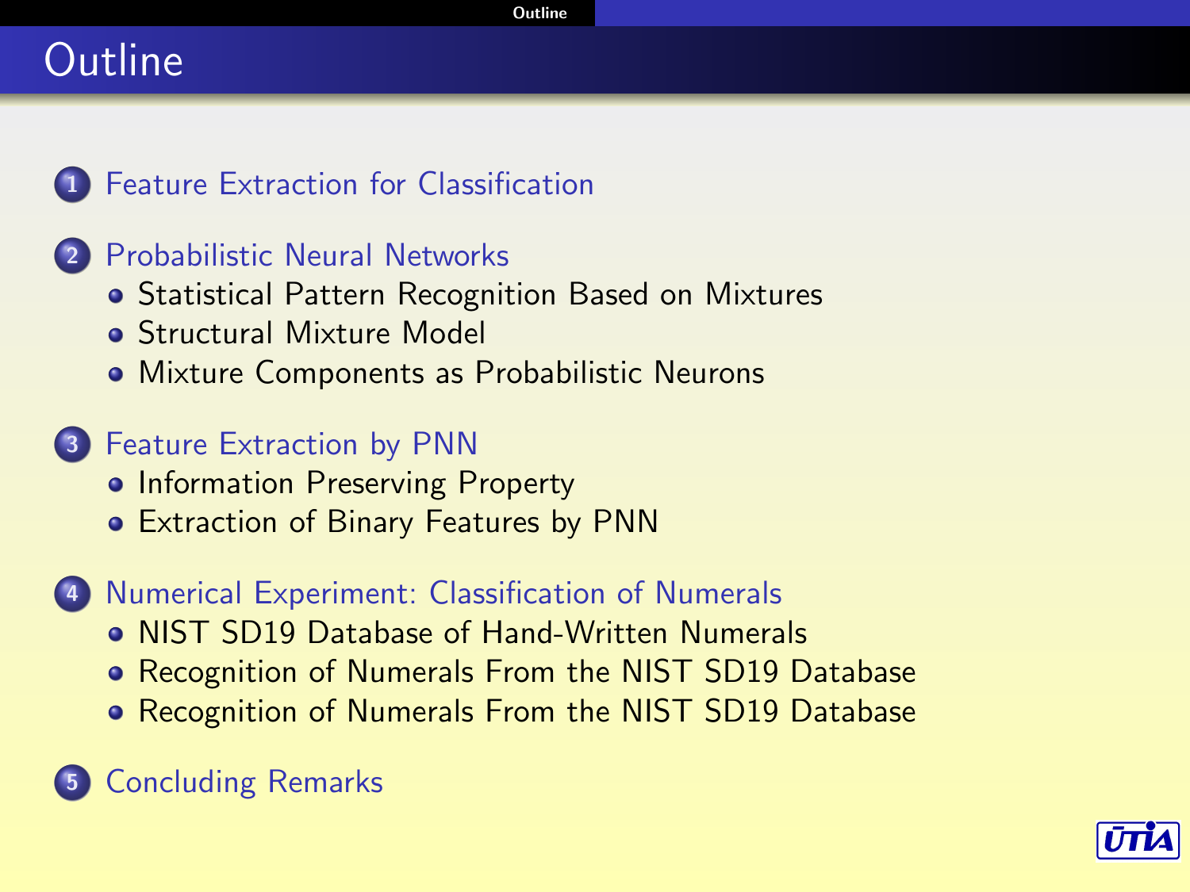# Outline

1. Feature Extraction for Classification
2. Probabilistic Neural Networks
   - Statistical Pattern Recognition Based on Mixtures
   - Structural Mixture Model
   - Mixture Components as Probabilistic Neurons
3. Feature Extraction by PNN
   - Information Preserving Property
   - Extraction of Binary Features by PNN
4. Numerical Experiment: Classification of Numerals
   - NIST SD19 Database of Hand-Written Numerals
   - Recognition of Numerals From the NIST SD19 Database
   - Recognition of Numerals From the NIST SD19 Database
5. Concluding Remarks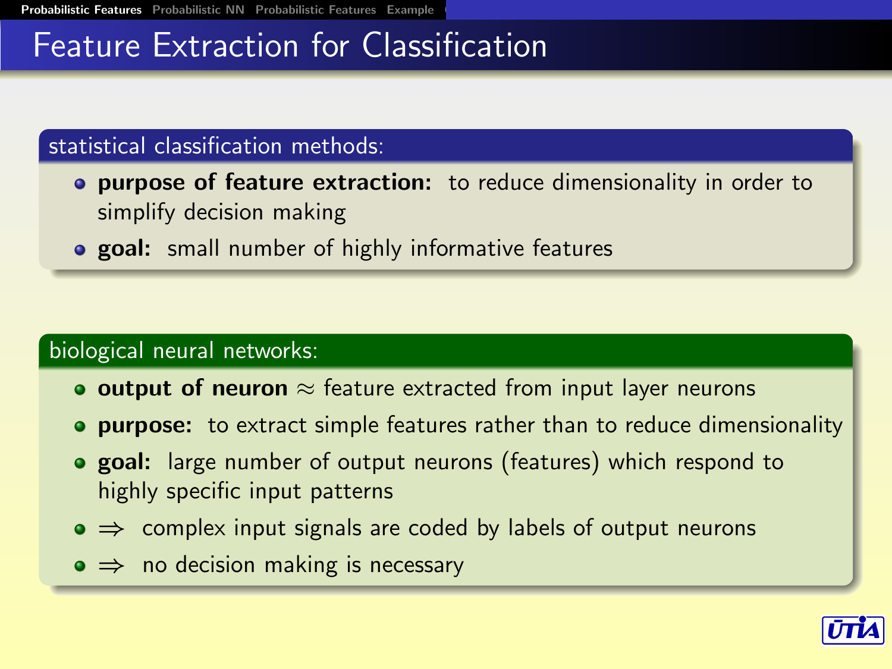# Feature Extraction for Classification

## statistical classification methods:

- **purpose of feature extraction:** to reduce dimensionality in order to simplify decision making
- **goal:** small number of highly informative features

## biological neural networks:

- **output of neuron** $\approx$ feature extracted from input layer neurons
- **purpose:** to extract simple features rather than to reduce dimensionality
- **goal:** large number of output neurons (features) which respond to highly specific input patterns
- $\Rightarrow$ complex input signals are coded by labels of output neurons
- $\Rightarrow$ no decision making is necessary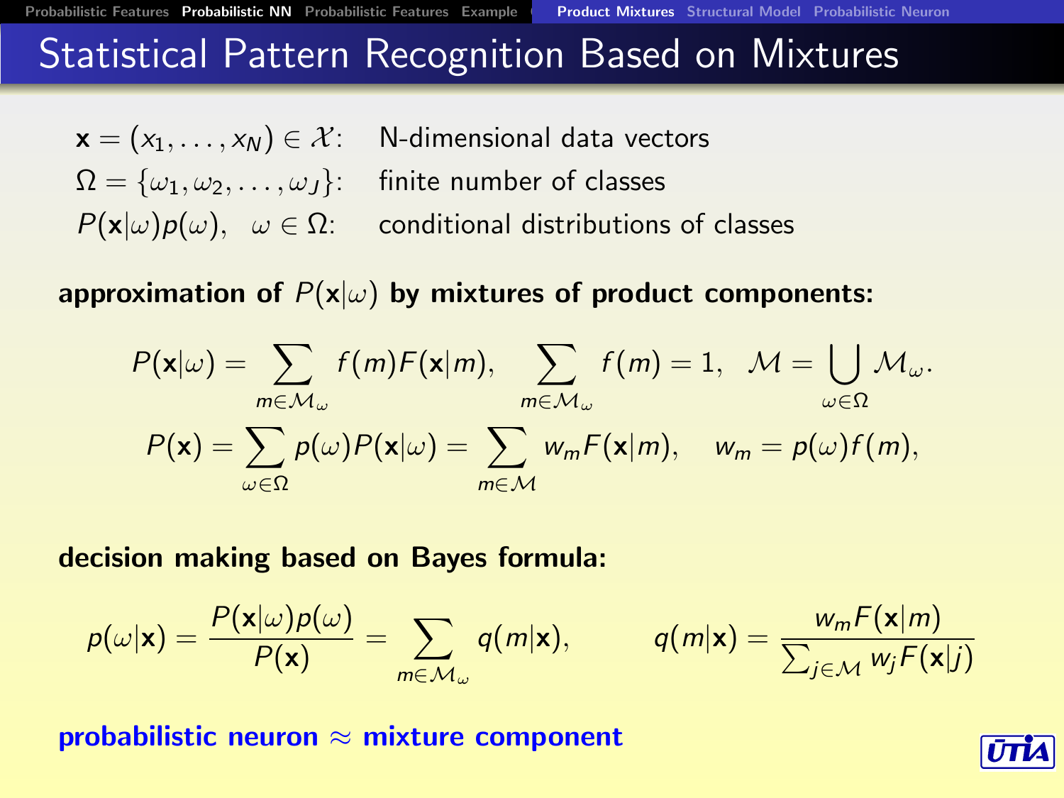# Statistical Pattern Recognition Based on Mixtures

$\mathbf{x} = (x_1, \ldots, x_N) \in \mathcal{X}$: N-dimensional data vectors

$\Omega = \{\omega_1, \omega_2, \ldots, \omega_J\}$: finite number of classes

$P(\mathbf{x}|\omega)p(\omega), \;\; \omega \in \Omega$: conditional distributions of classes

**approximation of $P(\mathbf{x}|\omega)$ by mixtures of product components:**

$$P(\mathbf{x}|\omega) = \sum_{m \in \mathcal{M}_\omega} f(m)F(\mathbf{x}|m), \quad \sum_{m \in \mathcal{M}_\omega} f(m) = 1, \;\; \mathcal{M} = \bigcup_{\omega \in \Omega} \mathcal{M}_\omega.$$

$$P(\mathbf{x}) = \sum_{\omega \in \Omega} p(\omega)P(\mathbf{x}|\omega) = \sum_{m \in \mathcal{M}} w_m F(\mathbf{x}|m), \quad w_m = p(\omega)f(m),$$

**decision making based on Bayes formula:**

$$p(\omega|\mathbf{x}) = \frac{P(\mathbf{x}|\omega)p(\omega)}{P(\mathbf{x})} = \sum_{m \in \mathcal{M}_\omega} q(m|\mathbf{x}), \qquad q(m|\mathbf{x}) = \frac{w_m F(\mathbf{x}|m)}{\sum_{j \in \mathcal{M}} w_j F(\mathbf{x}|j)}$$

**probabilistic neuron $\approx$ mixture component**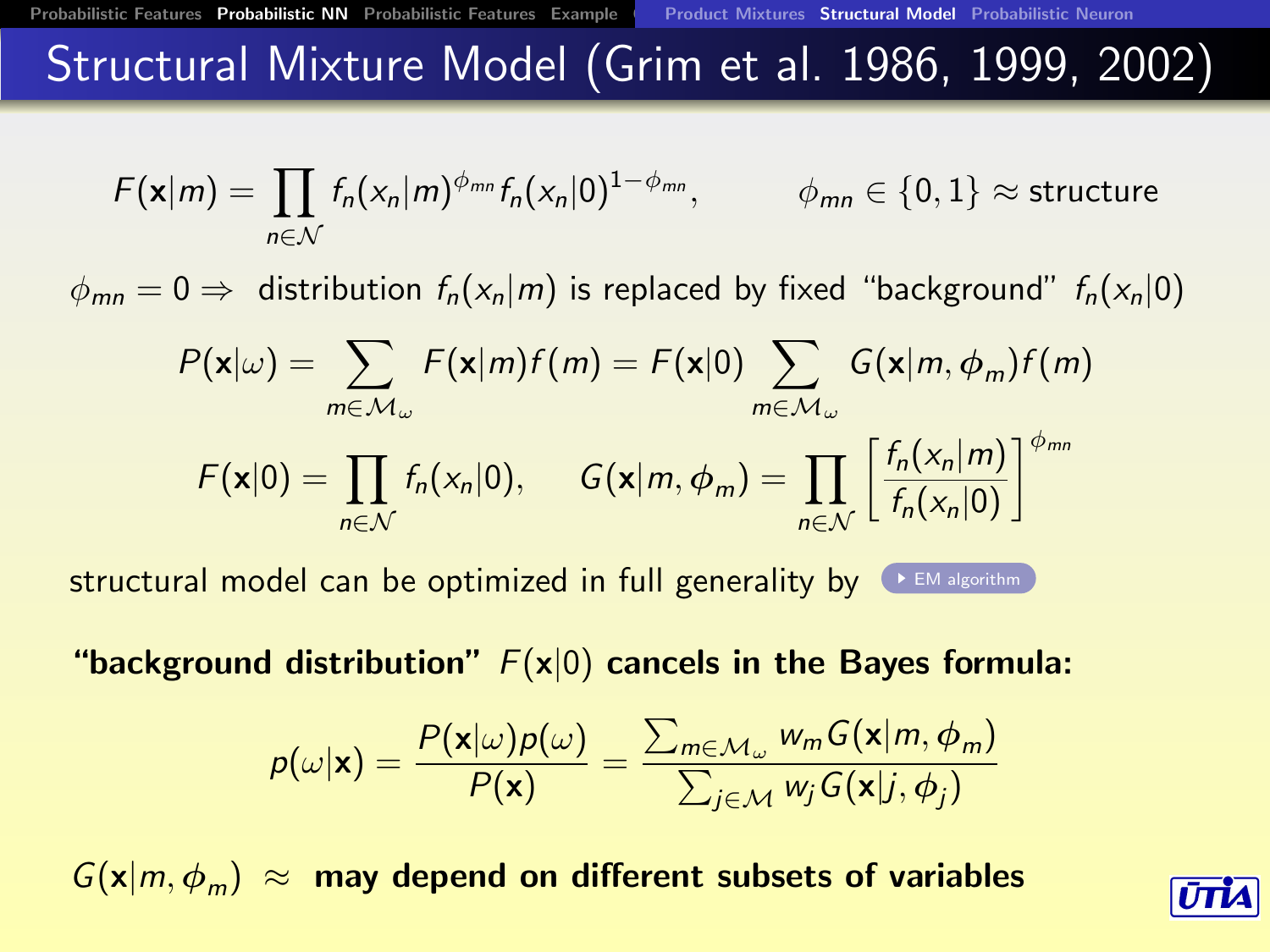# Structural Mixture Model (Grim et al. 1986, 1999, 2002)

$$F(\mathbf{x}|m) = \prod_{n \in \mathcal{N}} f_n(x_n|m)^{\phi_{mn}} f_n(x_n|0)^{1-\phi_{mn}}, \qquad \phi_{mn} \in \{0,1\} \approx \text{structure}$$

$\phi_{mn} = 0 \Rightarrow$ distribution $f_n(x_n|m)$ is replaced by fixed "background" $f_n(x_n|0)$

$$P(\mathbf{x}|\omega) = \sum_{m \in \mathcal{M}_\omega} F(\mathbf{x}|m) f(m) = F(\mathbf{x}|0) \sum_{m \in \mathcal{M}_\omega} G(\mathbf{x}|m, \phi_m) f(m)$$

$$F(\mathbf{x}|0) = \prod_{n \in \mathcal{N}} f_n(x_n|0), \qquad G(\mathbf{x}|m, \phi_m) = \prod_{n \in \mathcal{N}} \left[ \frac{f_n(x_n|m)}{f_n(x_n|0)} \right]^{\phi_{mn}}$$

structural model can be optimized in full generality by EM algorithm

**"background distribution" $F(\mathbf{x}|0)$ cancels in the Bayes formula:**

$$p(\omega|\mathbf{x}) = \frac{P(\mathbf{x}|\omega)p(\omega)}{P(\mathbf{x})} = \frac{\sum_{m \in \mathcal{M}_\omega} w_m G(\mathbf{x}|m, \phi_m)}{\sum_{j \in \mathcal{M}} w_j G(\mathbf{x}|j, \phi_j)}$$

$G(\mathbf{x}|m, \phi_m) \approx$ **may depend on different subsets of variables**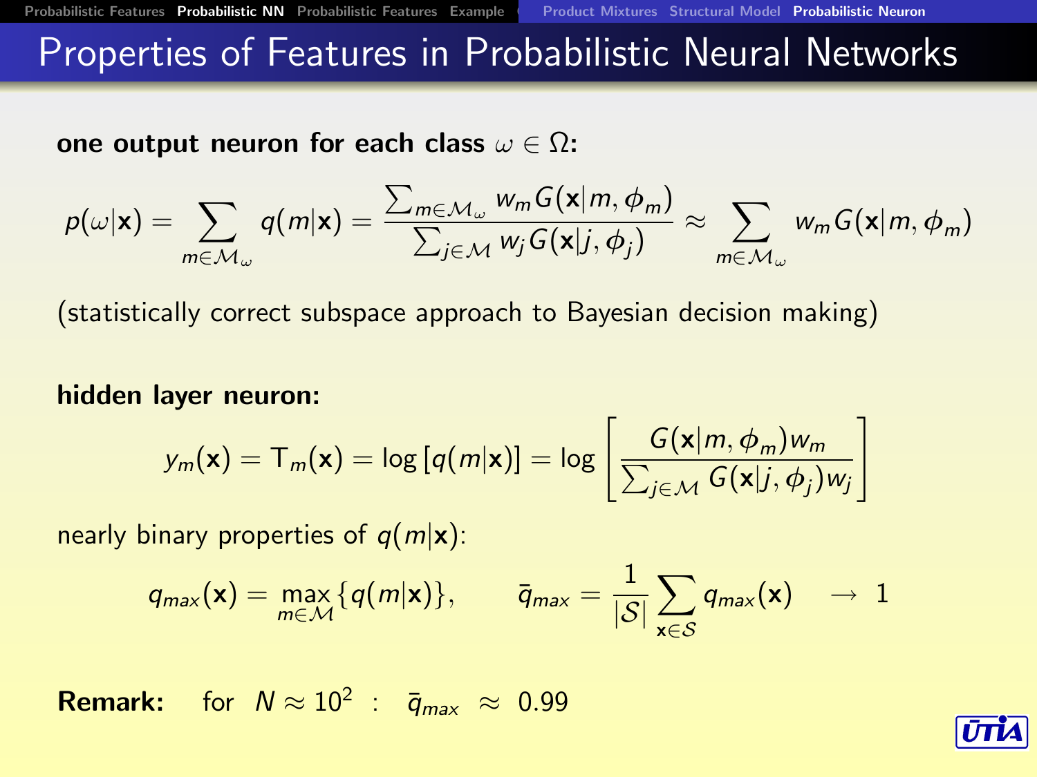# Properties of Features in Probabilistic Neural Networks

**one output neuron for each class $\omega \in \Omega$:**

$$p(\omega|\mathbf{x}) = \sum_{m \in \mathcal{M}_\omega} q(m|\mathbf{x}) = \frac{\sum_{m \in \mathcal{M}_\omega} w_m G(\mathbf{x}|m, \phi_m)}{\sum_{j \in \mathcal{M}} w_j G(\mathbf{x}|j, \phi_j)} \approx \sum_{m \in \mathcal{M}_\omega} w_m G(\mathbf{x}|m, \phi_m)$$

(statistically correct subspace approach to Bayesian decision making)

**hidden layer neuron:**

$$y_m(\mathbf{x}) = \mathrm{T}_m(\mathbf{x}) = \log\left[q(m|\mathbf{x})\right] = \log\left[\frac{G(\mathbf{x}|m, \phi_m) w_m}{\sum_{j \in \mathcal{M}} G(\mathbf{x}|j, \phi_j) w_j}\right]$$

nearly binary properties of $q(m|\mathbf{x})$:

$$q_{max}(\mathbf{x}) = \max_{m \in \mathcal{M}} \{q(m|\mathbf{x})\}, \qquad \bar{q}_{max} = \frac{1}{|\mathcal{S}|} \sum_{\mathbf{x} \in \mathcal{S}} q_{max}(\mathbf{x}) \quad \rightarrow \ 1$$

**Remark:** for $N \approx 10^2$ : $\bar{q}_{max} \approx 0.99$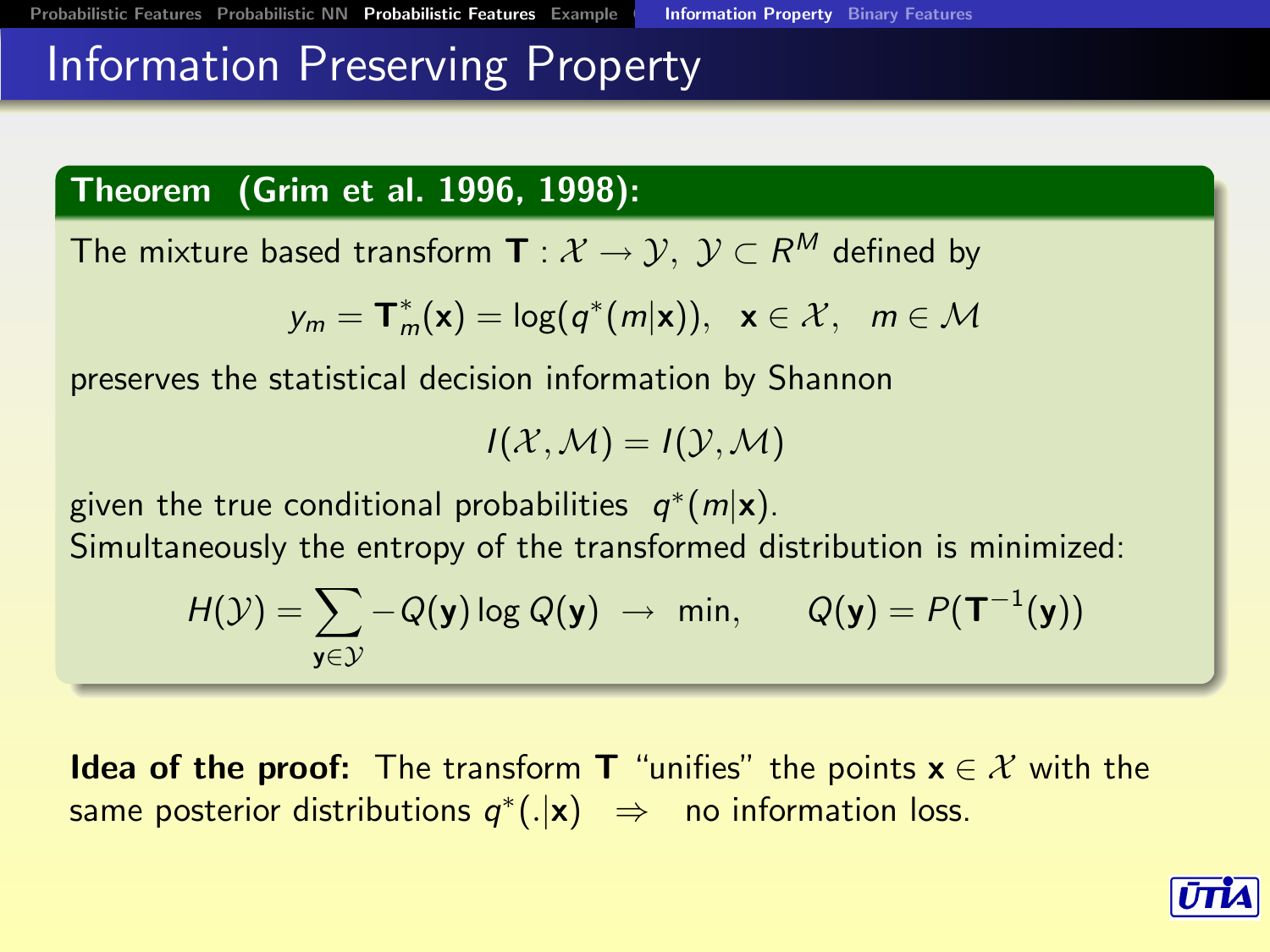# Information Preserving Property

**Theorem (Grim et al. 1996, 1998):**

The mixture based transform $\mathbf{T} : \mathcal{X} \to \mathcal{Y},\ \mathcal{Y} \subset R^M$ defined by

$$y_m = \mathbf{T}^*_m(\mathbf{x}) = \log(q^*(m|\mathbf{x})), \quad \mathbf{x} \in \mathcal{X}, \quad m \in \mathcal{M}$$

preserves the statistical decision information by Shannon

$$I(\mathcal{X}, \mathcal{M}) = I(\mathcal{Y}, \mathcal{M})$$

given the true conditional probabilities $q^*(m|\mathbf{x})$.
Simultaneously the entropy of the transformed distribution is minimized:

$$H(\mathcal{Y}) = \sum_{\mathbf{y} \in \mathcal{Y}} -Q(\mathbf{y}) \log Q(\mathbf{y}) \ \to \ \min, \qquad Q(\mathbf{y}) = P(\mathbf{T}^{-1}(\mathbf{y}))$$

**Idea of the proof:** The transform $\mathbf{T}$ "unifies" the points $\mathbf{x} \in \mathcal{X}$ with the same posterior distributions $q^*(.|\mathbf{x}) \quad \Rightarrow \quad$ no information loss.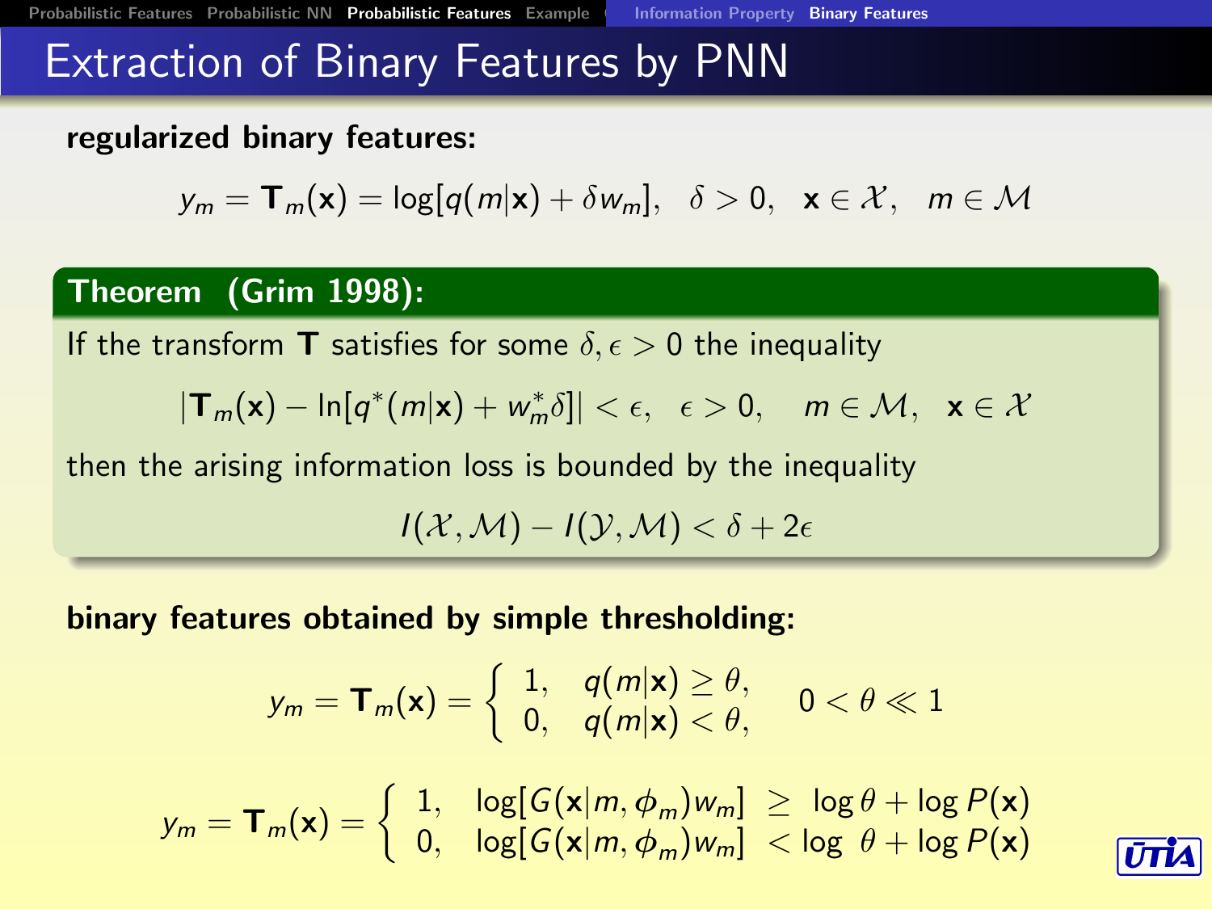# Extraction of Binary Features by PNN

**regularized binary features:**

$$y_m = \mathbf{T}_m(\mathbf{x}) = \log[q(m|\mathbf{x}) + \delta w_m], \quad \delta > 0, \quad \mathbf{x} \in \mathcal{X}, \quad m \in \mathcal{M}$$

**Theorem (Grim 1998):**

If the transform $\mathbf{T}$ satisfies for some $\delta, \epsilon > 0$ the inequality

$$|\mathbf{T}_m(\mathbf{x}) - \ln[q^*(m|\mathbf{x}) + w_m^* \delta]| < \epsilon, \quad \epsilon > 0, \quad m \in \mathcal{M}, \quad \mathbf{x} \in \mathcal{X}$$

then the arising information loss is bounded by the inequality

$$I(\mathcal{X}, \mathcal{M}) - I(\mathcal{Y}, \mathcal{M}) < \delta + 2\epsilon$$

**binary features obtained by simple thresholding:**

$$y_m = \mathbf{T}_m(\mathbf{x}) = \begin{cases} 1, & q(m|\mathbf{x}) \geq \theta, \\ 0, & q(m|\mathbf{x}) < \theta, \end{cases} \qquad 0 < \theta \ll 1$$

$$y_m = \mathbf{T}_m(\mathbf{x}) = \begin{cases} 1, & \log[G(\mathbf{x}|m, \phi_m) w_m] \; \geq \; \log \theta + \log P(\mathbf{x}) \\ 0, & \log[G(\mathbf{x}|m, \phi_m) w_m] \; < \log \; \theta + \log P(\mathbf{x}) \end{cases}$$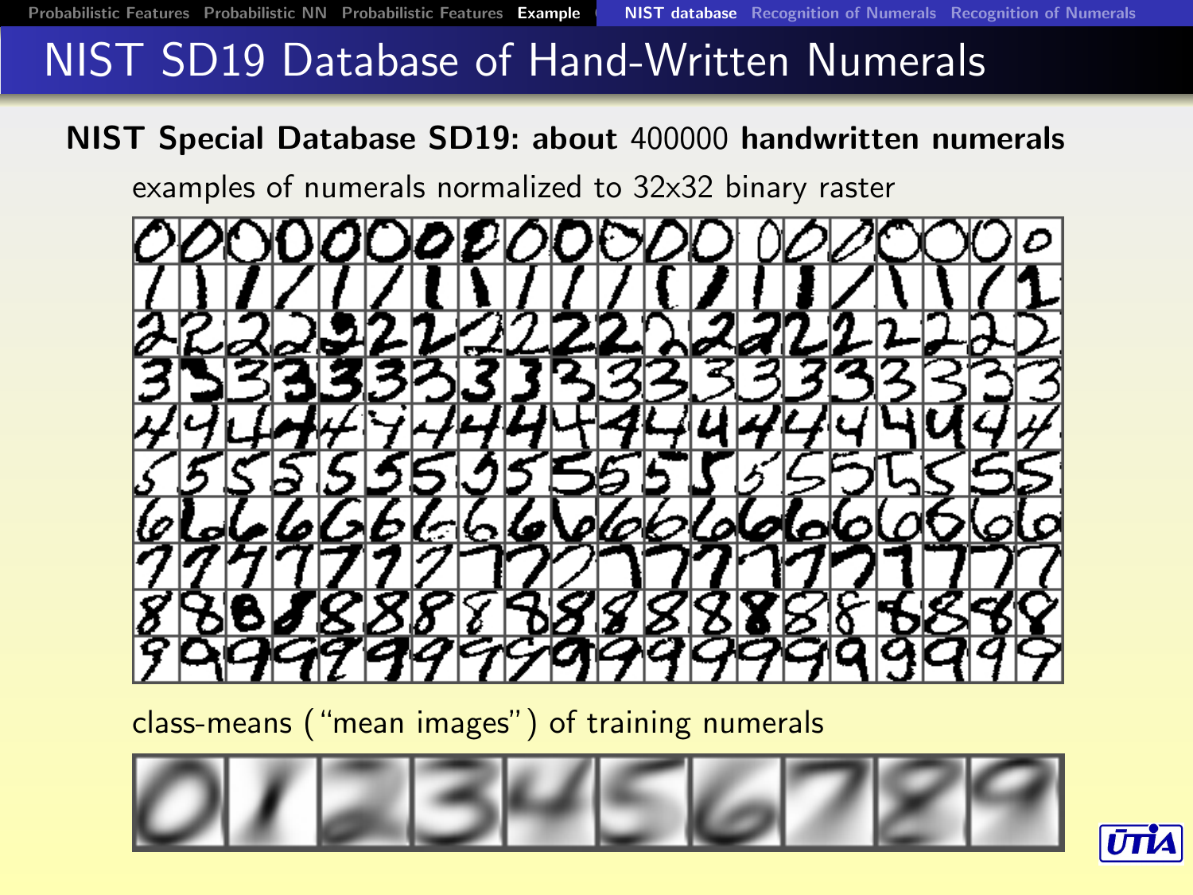# NIST SD19 Database of Hand-Written Numerals

**NIST Special Database SD19: about** 400000 **handwritten numerals**

examples of numerals normalized to 32x32 binary raster

class-means ("mean images") of training numerals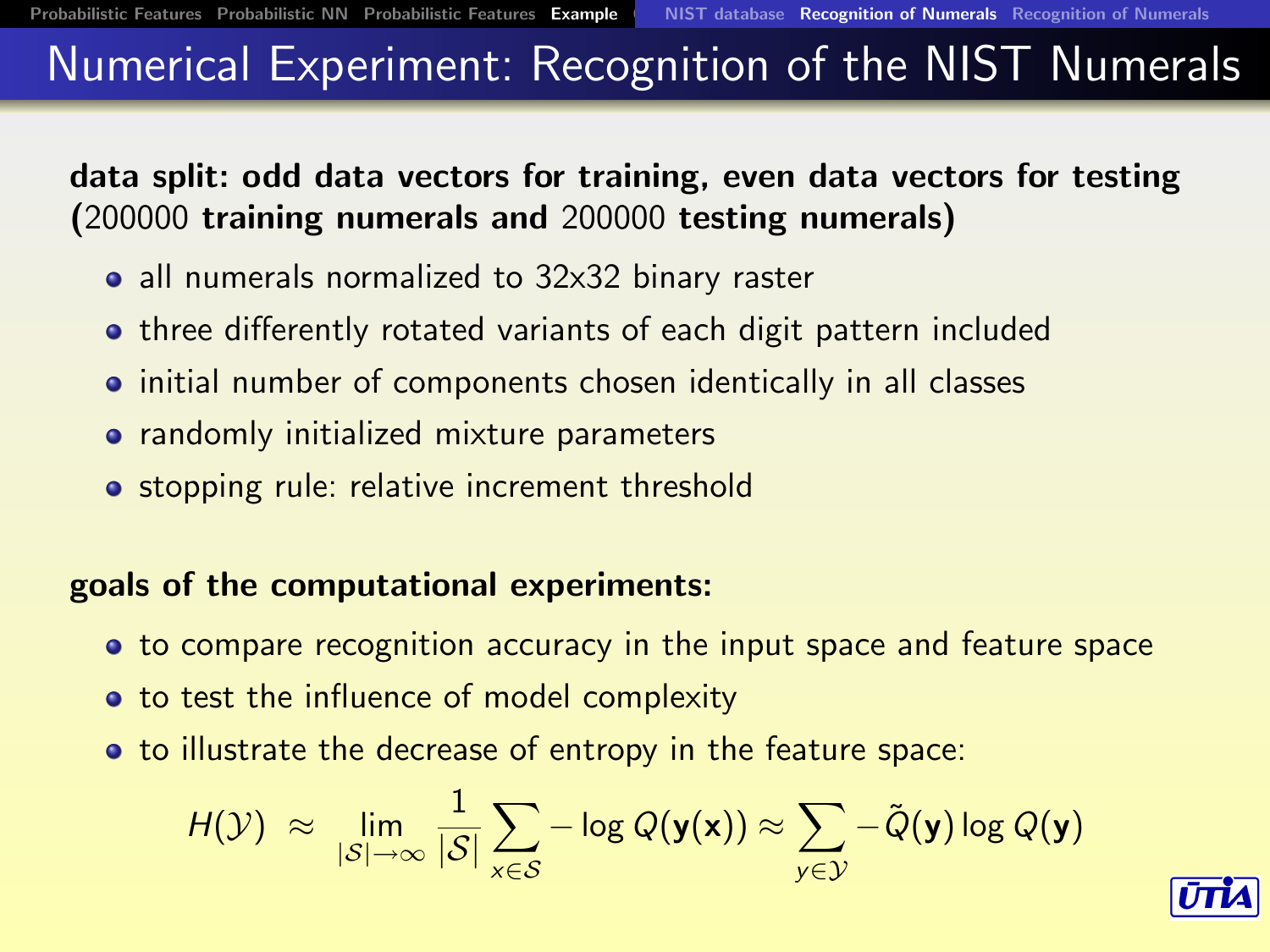# Numerical Experiment: Recognition of the NIST Numerals

**data split: odd data vectors for training, even data vectors for testing (**200000 **training numerals and** 200000 **testing numerals)**

- all numerals normalized to 32x32 binary raster
- three differently rotated variants of each digit pattern included
- initial number of components chosen identically in all classes
- randomly initialized mixture parameters
- stopping rule: relative increment threshold

**goals of the computational experiments:**

- to compare recognition accuracy in the input space and feature space
- to test the influence of model complexity
- to illustrate the decrease of entropy in the feature space:

$$H(\mathcal{Y}) \;\approx\; \lim_{|\mathcal{S}|\to\infty} \frac{1}{|\mathcal{S}|} \sum_{x \in \mathcal{S}} -\log Q(\mathbf{y}(\mathbf{x})) \approx \sum_{y \in \mathcal{Y}} -\tilde{Q}(\mathbf{y}) \log Q(\mathbf{y})$$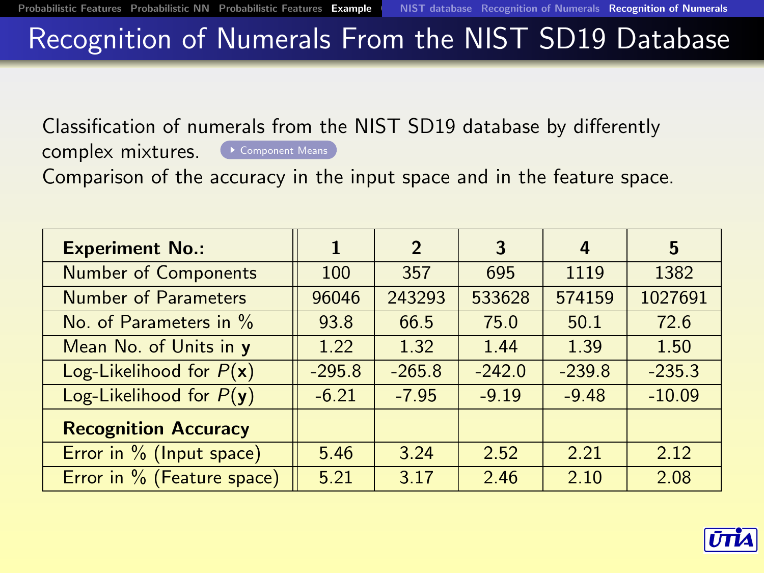# Recognition of Numerals From the NIST SD19 Database

Classification of numerals from the NIST SD19 database by differently complex mixtures. Component Means

Comparison of the accuracy in the input space and in the feature space.

| **Experiment No.:** | **1** | **2** | **3** | **4** | **5** |
|---|---|---|---|---|---|
| Number of Components | 100 | 357 | 695 | 1119 | 1382 |
| Number of Parameters | 96046 | 243293 | 533628 | 574159 | 1027691 |
| No. of Parameters in % | 93.8 | 66.5 | 75.0 | 50.1 | 72.6 |
| Mean No. of Units in $\mathbf{y}$ | 1.22 | 1.32 | 1.44 | 1.39 | 1.50 |
| Log-Likelihood for $P(\mathbf{x})$ | -295.8 | -265.8 | -242.0 | -239.8 | -235.3 |
| Log-Likelihood for $P(\mathbf{y})$ | -6.21 | -7.95 | -9.19 | -9.48 | -10.09 |
| **Recognition Accuracy** | | | | | |
| Error in % (Input space) | 5.46 | 3.24 | 2.52 | 2.21 | 2.12 |
| Error in % (Feature space) | 5.21 | 3.17 | 2.46 | 2.10 | 2.08 |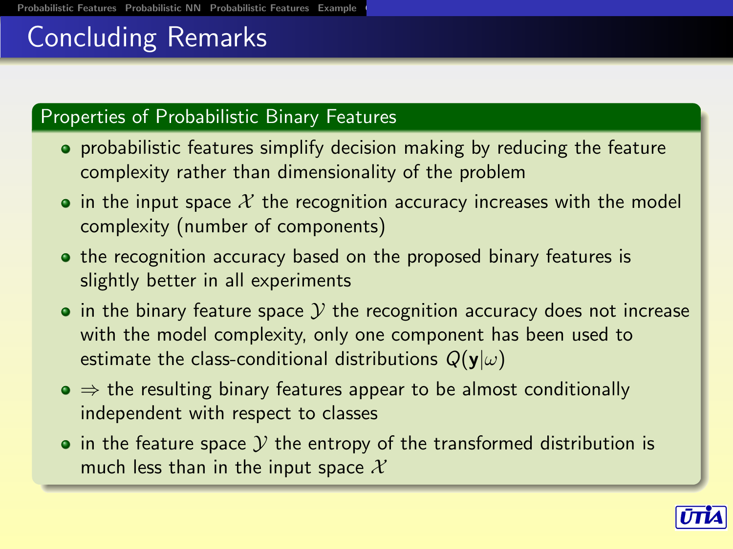# Concluding Remarks

## Properties of Probabilistic Binary Features

- probabilistic features simplify decision making by reducing the feature complexity rather than dimensionality of the problem
- in the input space $\mathcal{X}$ the recognition accuracy increases with the model complexity (number of components)
- the recognition accuracy based on the proposed binary features is slightly better in all experiments
- in the binary feature space $\mathcal{Y}$ the recognition accuracy does not increase with the model complexity, only one component has been used to estimate the class-conditional distributions $Q(\mathbf{y}|\omega)$
- $\Rightarrow$ the resulting binary features appear to be almost conditionally independent with respect to classes
- in the feature space $\mathcal{Y}$ the entropy of the transformed distribution is much less than in the input space $\mathcal{X}$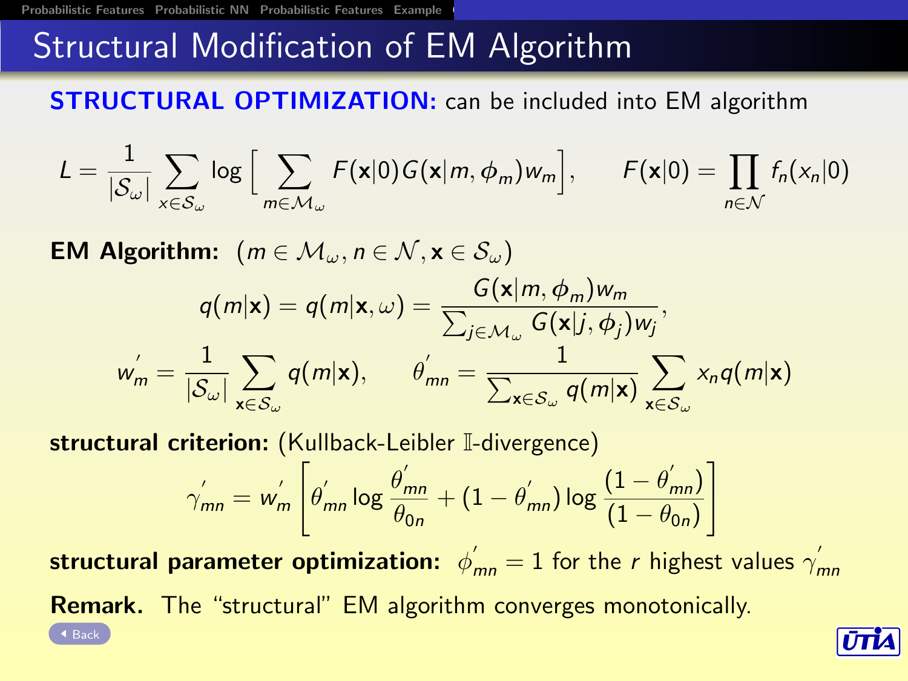# Structural Modification of EM Algorithm

**STRUCTURAL OPTIMIZATION:** can be included into EM algorithm

$$L = \frac{1}{|\mathcal{S}_\omega|} \sum_{x \in \mathcal{S}_\omega} \log \Big[ \sum_{m \in \mathcal{M}_\omega} F(\mathbf{x}|0) G(\mathbf{x}|m, \phi_m) w_m \Big], \qquad F(\mathbf{x}|0) = \prod_{n \in \mathcal{N}} f_n(x_n|0)$$

**EM Algorithm:** $(m \in \mathcal{M}_\omega, n \in \mathcal{N}, \mathbf{x} \in \mathcal{S}_\omega)$

$$q(m|\mathbf{x}) = q(m|\mathbf{x}, \omega) = \frac{G(\mathbf{x}|m, \phi_m) w_m}{\sum_{j \in \mathcal{M}_\omega} G(\mathbf{x}|j, \phi_j) w_j},$$

$$w_m^{'} = \frac{1}{|\mathcal{S}_\omega|} \sum_{\mathbf{x} \in \mathcal{S}_\omega} q(m|\mathbf{x}), \qquad \theta_{mn}^{'} = \frac{1}{\sum_{\mathbf{x} \in \mathcal{S}_\omega} q(m|\mathbf{x})} \sum_{\mathbf{x} \in \mathcal{S}_\omega} x_n q(m|\mathbf{x})$$

**structural criterion:** (Kullback-Leibler $\mathbb{I}$-divergence)

$$\gamma_{mn}^{'} = w_m^{'} \left[ \theta_{mn}^{'} \log \frac{\theta_{mn}^{'}}{\theta_{0n}} + (1 - \theta_{mn}^{'}) \log \frac{(1 - \theta_{mn}^{'})}{(1 - \theta_{0n})} \right]$$

**structural parameter optimization:** $\phi_{mn}^{'} = 1$ for the $r$ highest values $\gamma_{mn}^{'}$

**Remark.** The "structural" EM algorithm converges monotonically.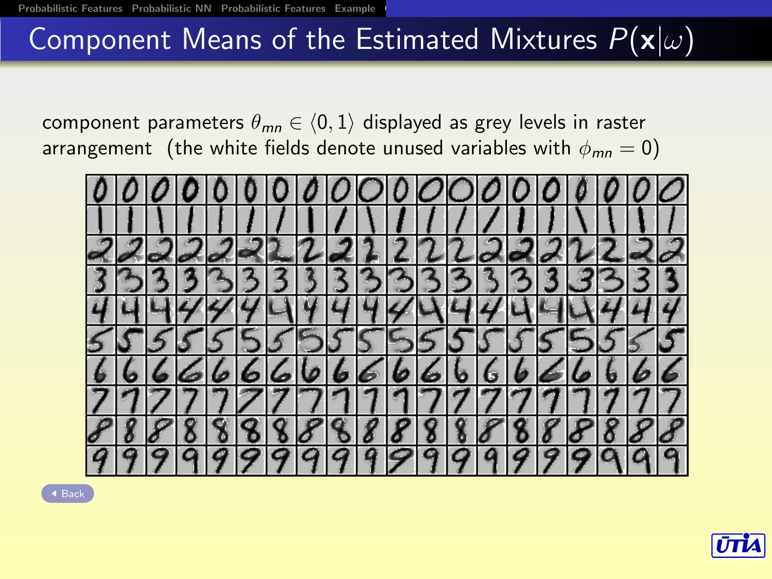# Component Means of the Estimated Mixtures $P(\mathbf{x}|\omega)$

component parameters $\theta_{mn} \in \langle 0, 1 \rangle$ displayed as grey levels in raster arrangement (the white fields denote unused variables with $\phi_{mn} = 0$)

Back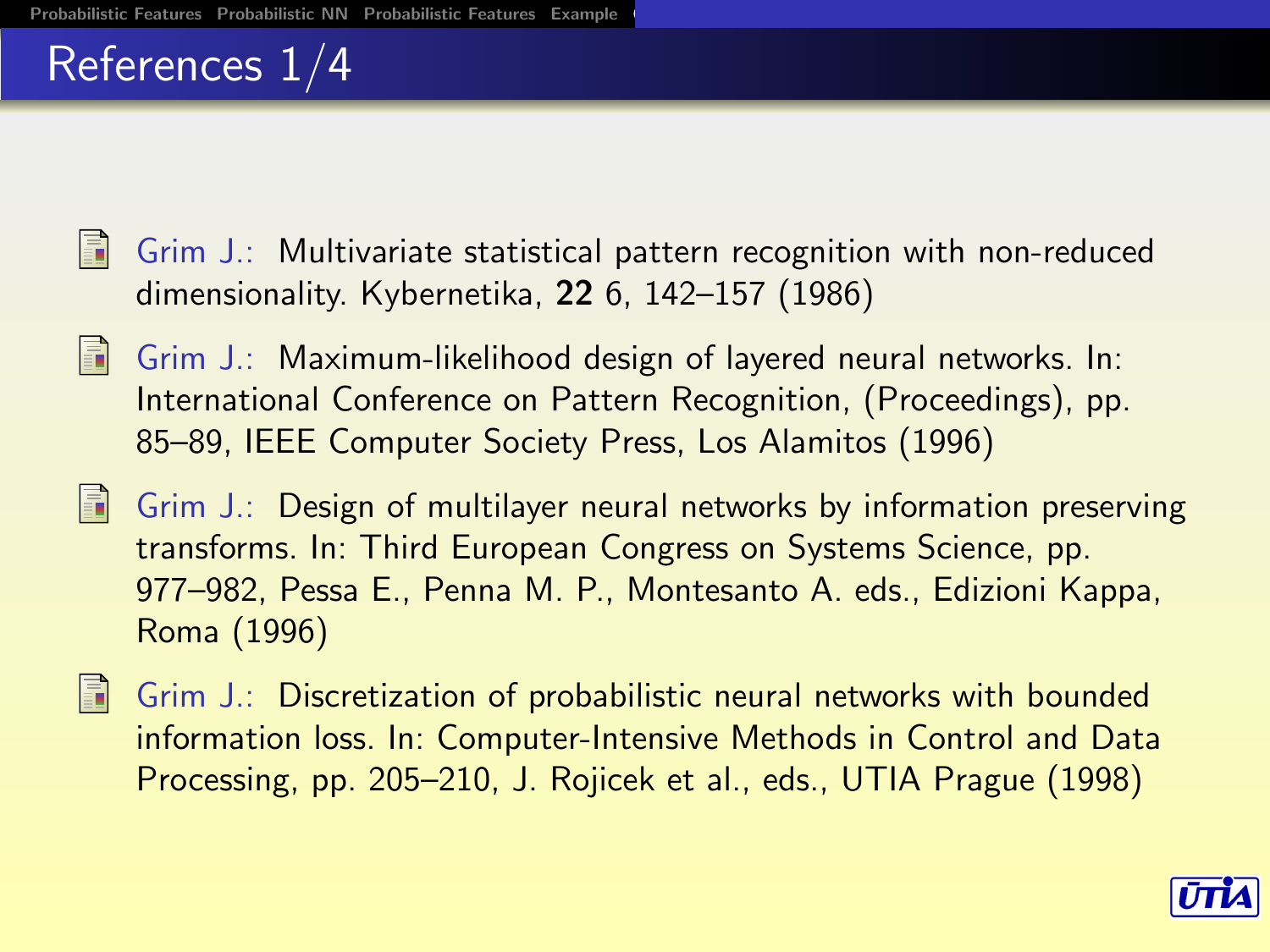# References 1/4

- Grim J.: Multivariate statistical pattern recognition with non-reduced dimensionality. Kybernetika, **22** 6, 142–157 (1986)
- Grim J.: Maximum-likelihood design of layered neural networks. In: International Conference on Pattern Recognition, (Proceedings), pp. 85–89, IEEE Computer Society Press, Los Alamitos (1996)
- Grim J.: Design of multilayer neural networks by information preserving transforms. In: Third European Congress on Systems Science, pp. 977–982, Pessa E., Penna M. P., Montesanto A. eds., Edizioni Kappa, Roma (1996)
- Grim J.: Discretization of probabilistic neural networks with bounded information loss. In: Computer-Intensive Methods in Control and Data Processing, pp. 205–210, J. Rojicek et al., eds., UTIA Prague (1998)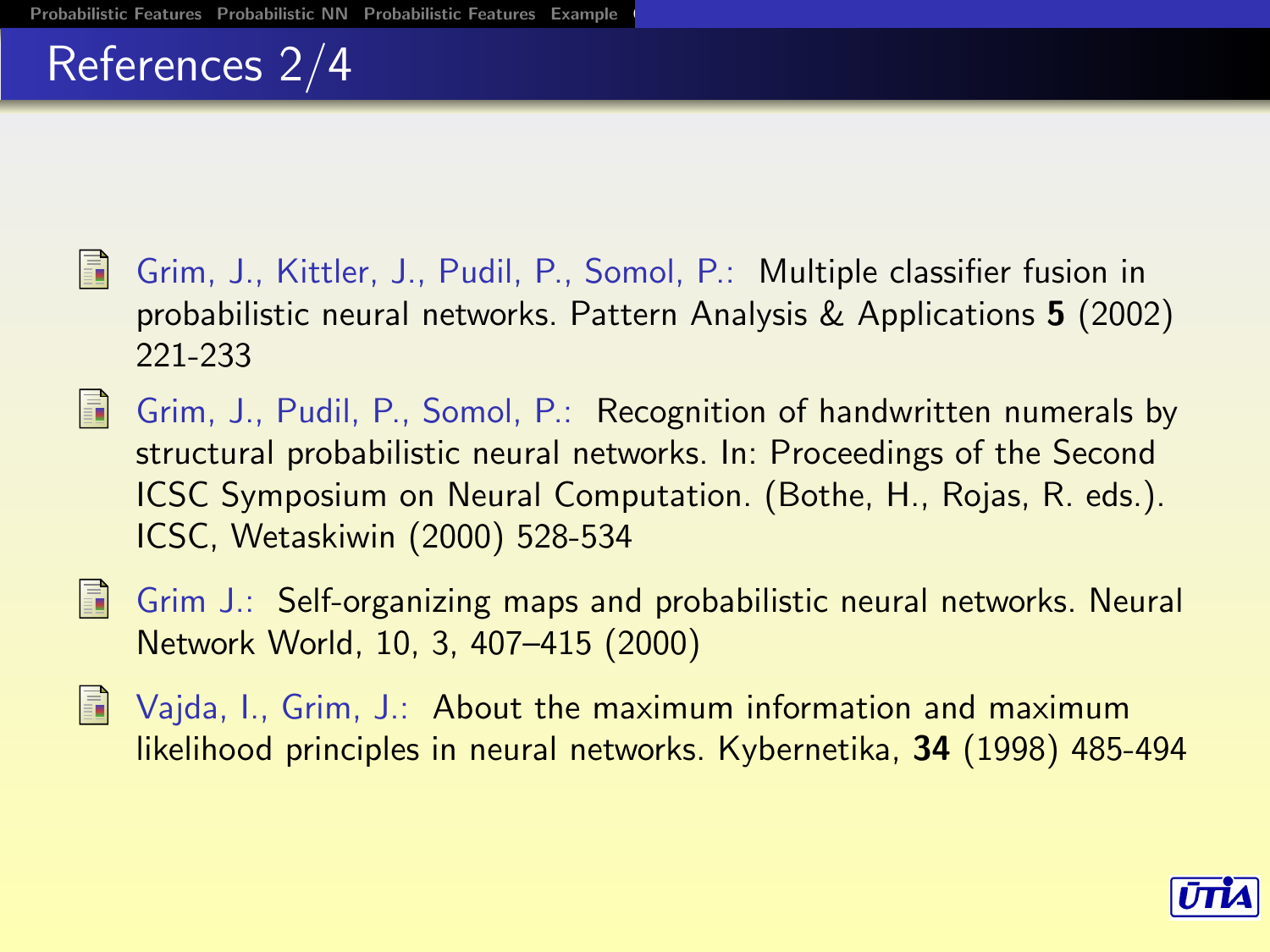# References 2/4

- Grim, J., Kittler, J., Pudil, P., Somol, P.: Multiple classifier fusion in probabilistic neural networks. Pattern Analysis & Applications **5** (2002) 221-233
- Grim, J., Pudil, P., Somol, P.: Recognition of handwritten numerals by structural probabilistic neural networks. In: Proceedings of the Second ICSC Symposium on Neural Computation. (Bothe, H., Rojas, R. eds.). ICSC, Wetaskiwin (2000) 528-534
- Grim J.: Self-organizing maps and probabilistic neural networks. Neural Network World, 10, 3, 407–415 (2000)
- Vajda, I., Grim, J.: About the maximum information and maximum likelihood principles in neural networks. Kybernetika, **34** (1998) 485-494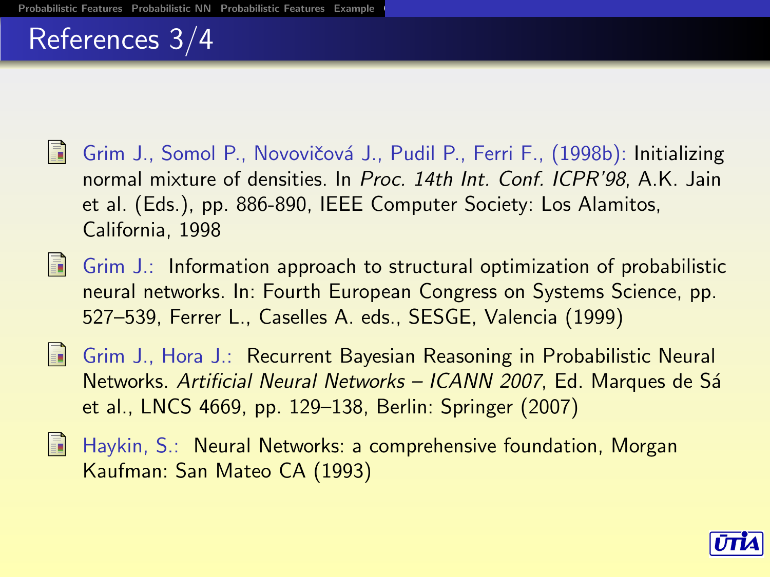# References 3/4

- Grim J., Somol P., Novovičová J., Pudil P., Ferri F., (1998b): Initializing normal mixture of densities. In *Proc. 14th Int. Conf. ICPR'98*, A.K. Jain et al. (Eds.), pp. 886-890, IEEE Computer Society: Los Alamitos, California, 1998

- Grim J.: Information approach to structural optimization of probabilistic neural networks. In: Fourth European Congress on Systems Science, pp. 527–539, Ferrer L., Caselles A. eds., SESGE, Valencia (1999)

- Grim J., Hora J.: Recurrent Bayesian Reasoning in Probabilistic Neural Networks. *Artificial Neural Networks – ICANN 2007*, Ed. Marques de Sá et al., LNCS 4669, pp. 129–138, Berlin: Springer (2007)

- Haykin, S.: Neural Networks: a comprehensive foundation, Morgan Kaufman: San Mateo CA (1993)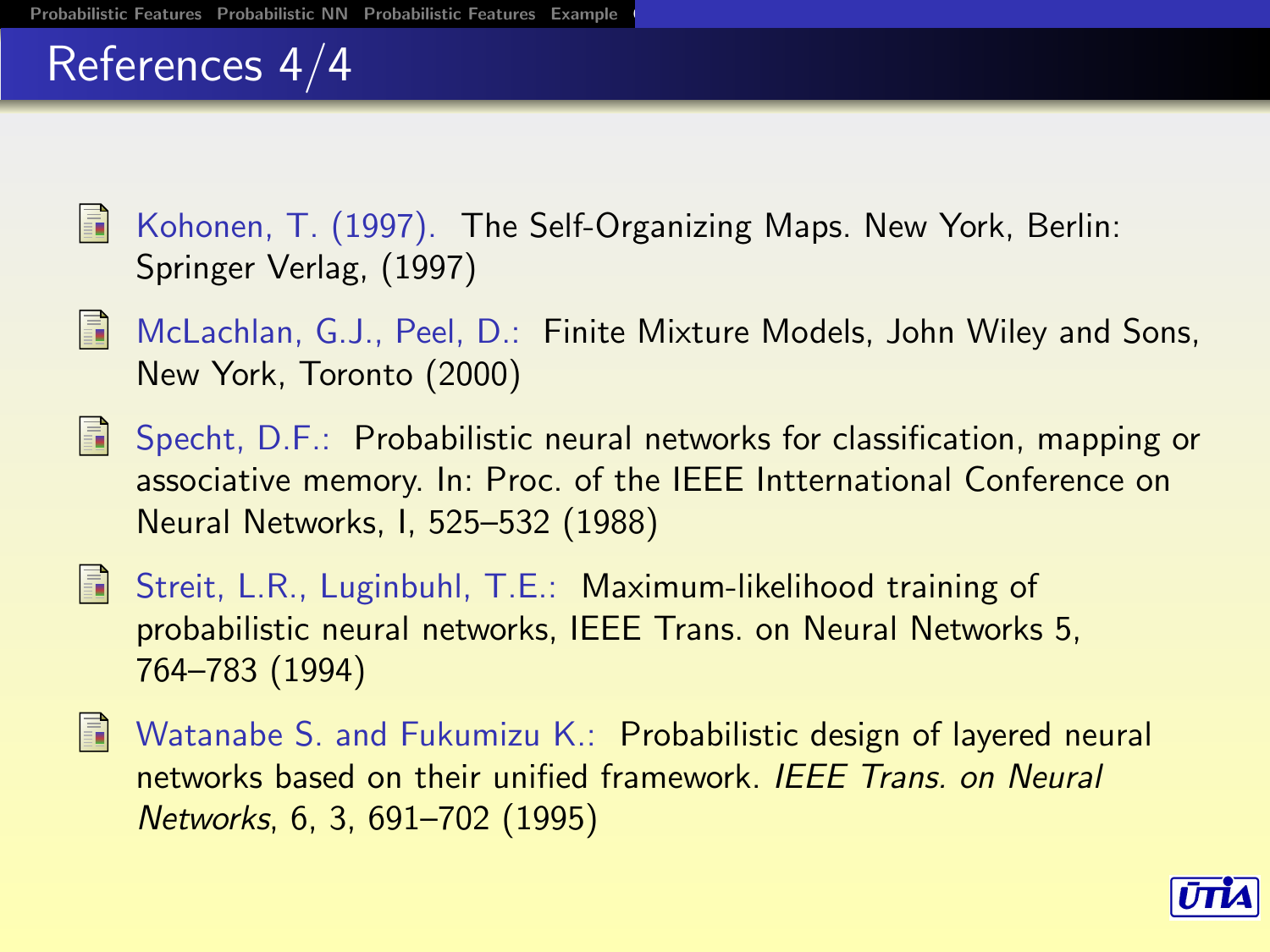# References 4/4

- Kohonen, T. (1997). The Self-Organizing Maps. New York, Berlin: Springer Verlag, (1997)
- McLachlan, G.J., Peel, D.: Finite Mixture Models, John Wiley and Sons, New York, Toronto (2000)
- Specht, D.F.: Probabilistic neural networks for classification, mapping or associative memory. In: Proc. of the IEEE Intternational Conference on Neural Networks, I, 525–532 (1988)
- Streit, L.R., Luginbuhl, T.E.: Maximum-likelihood training of probabilistic neural networks, IEEE Trans. on Neural Networks 5, 764–783 (1994)
- Watanabe S. and Fukumizu K.: Probabilistic design of layered neural networks based on their unified framework. *IEEE Trans. on Neural Networks*, 6, 3, 691–702 (1995)